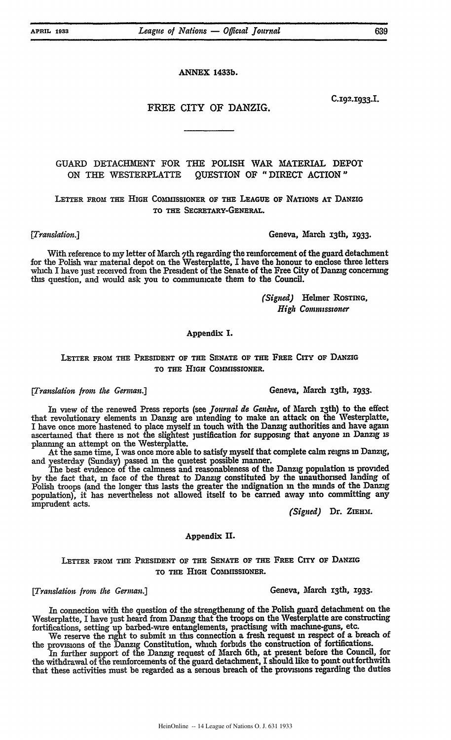ANNEX 1433b.

C.192.1933.I.

## FREE CITY OF DANZIG.

### GUARD DETACHMENT FOR THE POLISH WAR MATERIAL DEPOT ON THE WESTERPLATTE QUESTION OF "DIRECT ACTION"

LETTER FROM THE HIGH COMMISSIONER OF THE LEAGUE OF NATIONS AT DANZIG TO THE SECRETARY-GENERAL.

*[Translation.]* Geneva, March 13th, 1933.

With reference to my letter of March 7th regarding the reinforcement of the guard detachment for the Polish war material depot on the Westerplatte, I have the honour to enclose three letters which I have just received from the President of the Senate of the Free City of Danzig concerning this question, and would ask you to communicate them to the Council.

*(Signed)* Helmer ROSTING,
*High Commissioner*

#### Appendix I.

LETTER FROM THE PRESIDENT OF THE SENATE OF THE FREE CITY OF DANZIG TO THE HIGH COMMISSIONER.

*[Translation from the German.]* Geneva, March 13th, 1933.

In view of the renewed Press reports (see *Journal de Genève*, of March 13th) to the effect that revolutionary elements in Danzig are intending to make an attack on the Westerplatte, I have once more hastened to place myself in touch with the Danzig authorities and have again ascertained that there is not the slightest justification for supposing that anyone in Danzig is planning an attempt on the Westerplatte.

At the same time, I was once more able to satisfy myself that complete calm reigns in Danzig, and yesterday (Sunday) passed in the quietest possible manner.

The best evidence of the calmness and reasonableness of the Danzig population is provided by the fact that, in face of the threat to Danzig constituted by the unauthorised landing of Polish troops (and the longer this lasts the greater the indignation in the minds of the Danzig population), it has nevertheless not allowed itself to be carried away into committing any imprudent acts.

*(Signed)* Dr. ZIEHM.

#### Appendix II.

LETTER FROM THE PRESIDENT OF THE SENATE OF THE FREE CITY OF DANZIG TO THE HIGH COMMISSIONER.

*[Translation from the German.]* Geneva, March 13th, 1933.

In connection with the question of the strengthening of the Polish guard detachment on the Westerplatte, I have just heard from Danzig that the troops on the Westerplatte are constructing fortifications, setting up barbed-wire entanglements, practising with machine-guns, etc.

We reserve the right to submit in this connection a fresh request in respect of a breach of the provisions of the Danzig Constitution, which forbids the construction of fortifications.

In further support of the Danzig request of March 6th, at present before the Council, for the withdrawal of the reinforcements of the guard detachment, I should like to point out forthwith that these activities must be regarded as a serious breach of the provisions regarding the duties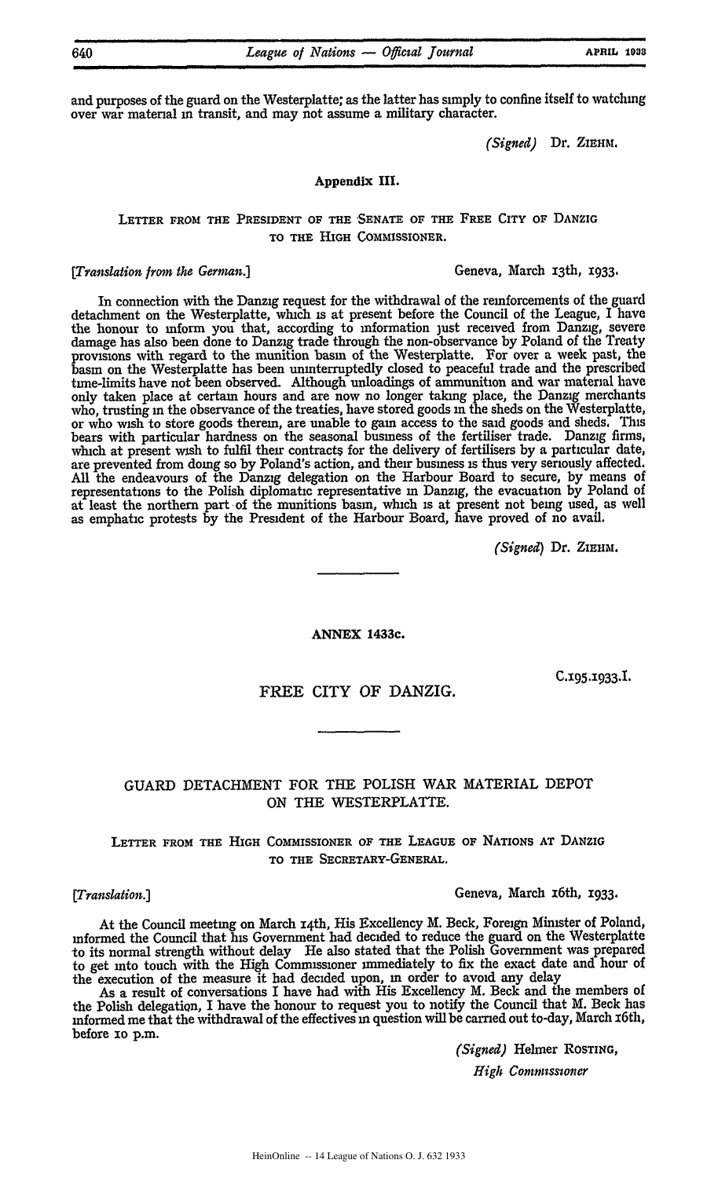and purposes of the guard on the Westerplatte; as the latter has simply to confine itself to watching over war material in transit, and may not assume a military character.

*(Signed)* Dr. ZIEHM.

### Appendix III.

LETTER FROM THE PRESIDENT OF THE SENATE OF THE FREE CITY OF DANZIG TO THE HIGH COMMISSIONER.

*[Translation from the German.]* Geneva, March 13th, 1933.

In connection with the Danzig request for the withdrawal of the reinforcements of the guard detachment on the Westerplatte, which is at present before the Council of the League, I have the honour to inform you that, according to information just received from Danzig, severe damage has also been done to Danzig trade through the non-observance by Poland of the Treaty provisions with regard to the munition basin of the Westerplatte. For over a week past, the basin on the Westerplatte has been uninterruptedly closed to peaceful trade and the prescribed time-limits have not been observed. Although unloadings of ammunition and war material have only taken place at certain hours and are now no longer taking place, the Danzig merchants who, trusting in the observance of the treaties, have stored goods in the sheds on the Westerplatte, or who wish to store goods therein, are unable to gain access to the said goods and sheds. This bears with particular hardness on the seasonal business of the fertiliser trade. Danzig firms, which at present wish to fulfil their contracts for the delivery of fertilisers by a particular date, are prevented from doing so by Poland's action, and their business is thus very seriously affected. All the endeavours of the Danzig delegation on the Harbour Board to secure, by means of representations to the Polish diplomatic representative in Danzig, the evacuation by Poland of at least the northern part of the munitions basin, which is at present not being used, as well as emphatic protests by the President of the Harbour Board, have proved of no avail.

*(Signed)* Dr. ZIEHM.

---

## ANNEX 1433c.

C.195.1933.I.

## FREE CITY OF DANZIG.

---

### GUARD DETACHMENT FOR THE POLISH WAR MATERIAL DEPOT ON THE WESTERPLATTE.

LETTER FROM THE HIGH COMMISSIONER OF THE LEAGUE OF NATIONS AT DANZIG TO THE SECRETARY-GENERAL.

*[Translation.]* Geneva, March 16th, 1933.

At the Council meeting on March 14th, His Excellency M. Beck, Foreign Minister of Poland, informed the Council that his Government had decided to reduce the guard on the Westerplatte to its normal strength without delay He also stated that the Polish Government was prepared to get into touch with the High Commissioner immediately to fix the exact date and hour of the execution of the measure it had decided upon, in order to avoid any delay

As a result of conversations I have had with His Excellency M. Beck and the members of the Polish delegation, I have the honour to request you to notify the Council that M. Beck has informed me that the withdrawal of the effectives in question will be carried out to-day, March 16th, before 10 p.m.

*(Signed)* Helmer ROSTING,

*High Commissioner*